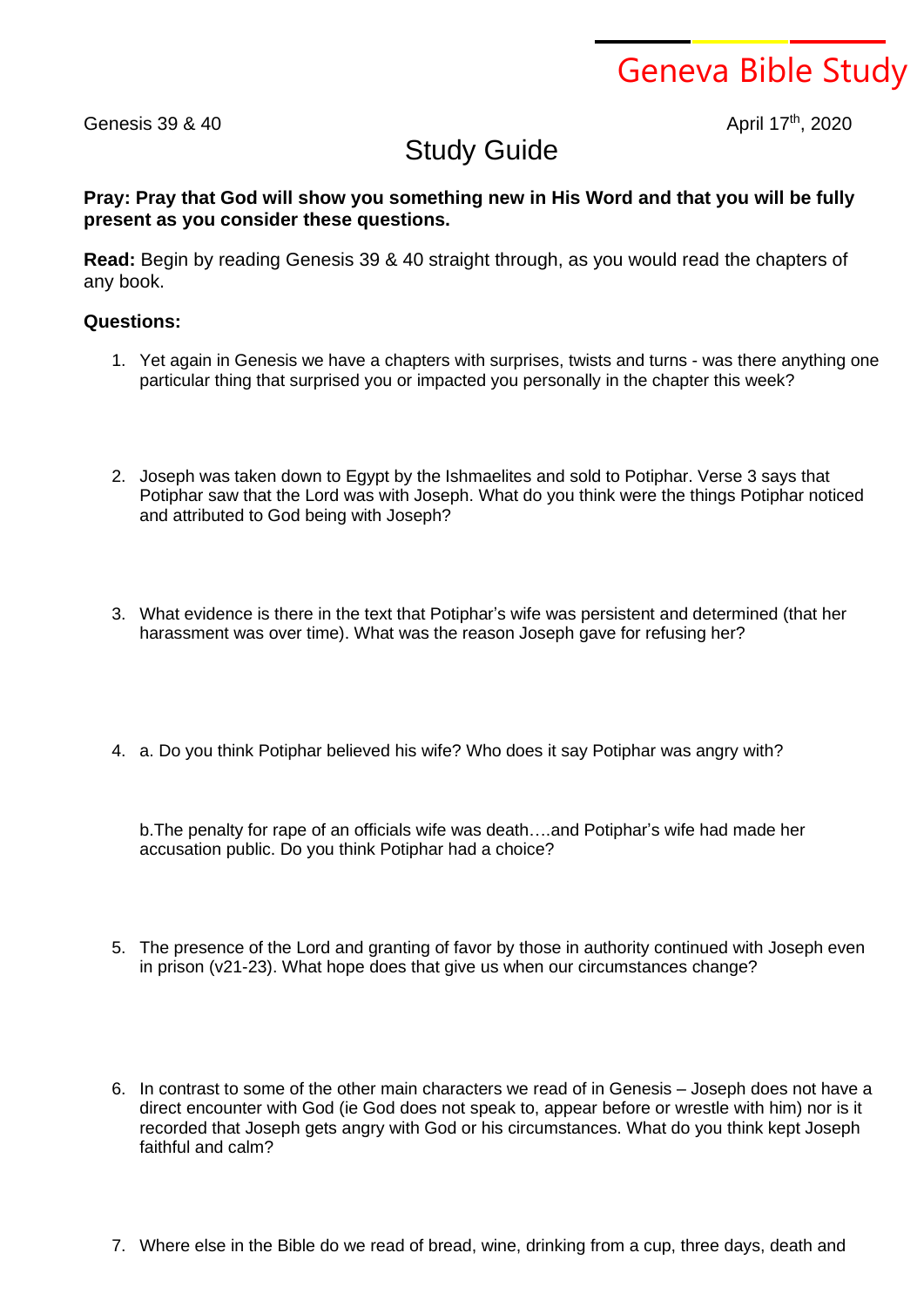# Geneva Bible Study

Genesis 39 & 40

April 17th, 2020

## Study Guide

**Pray: Pray that God will show you something new in His Word and that you will be fully present as you consider these questions.**

**Read:** Begin by reading Genesis 39 & 40 straight through, as you would read the chapters of any book.

**Questions:**

1. Yet again in Genesis we have a chapters with surprises, twists and turns - was there anything one particular thing that surprised you or impacted you personally in the chapter this week?

2. Joseph was taken down to Egypt by the Ishmaelites and sold to Potiphar. Verse 3 says that Potiphar saw that the Lord was with Joseph. What do you think were the things Potiphar noticed and attributed to God being with Joseph?

3. What evidence is there in the text that Potiphar's wife was persistent and determined (that her harassment was over time). What was the reason Joseph gave for refusing her?

4. a. Do you think Potiphar believed his wife? Who does it say Potiphar was angry with?

   b.The penalty for rape of an officials wife was death….and Potiphar's wife had made her accusation public. Do you think Potiphar had a choice?

5. The presence of the Lord and granting of favor by those in authority continued with Joseph even in prison (v21-23). What hope does that give us when our circumstances change?

6. In contrast to some of the other main characters we read of in Genesis – Joseph does not have a direct encounter with God (ie God does not speak to, appear before or wrestle with him) nor is it recorded that Joseph gets angry with God or his circumstances. What do you think kept Joseph faithful and calm?

7. Where else in the Bible do we read of bread, wine, drinking from a cup, three days, death and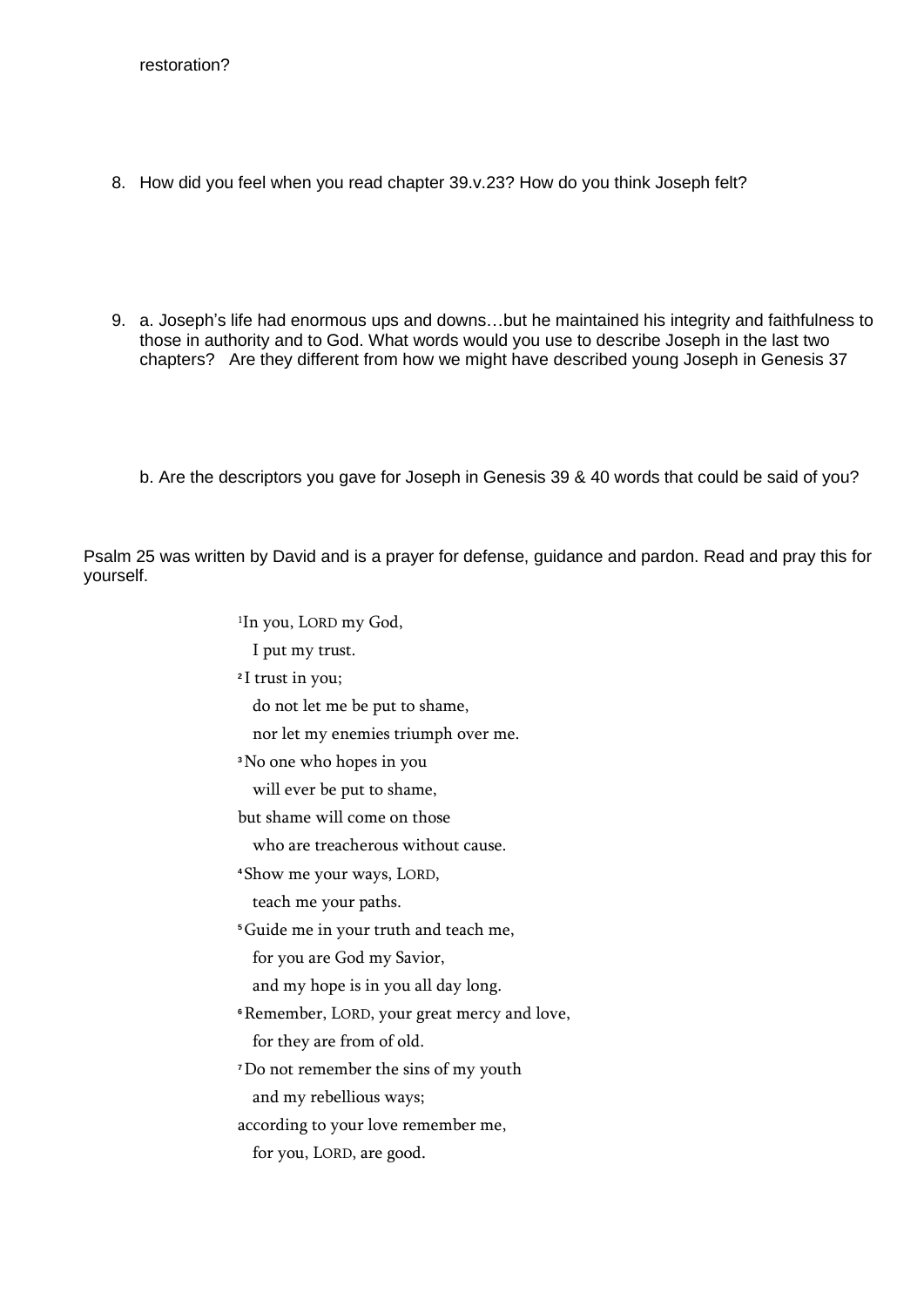restoration?

8. How did you feel when you read chapter 39.v.23? How do you think Joseph felt?

9. a. Joseph's life had enormous ups and downs…but he maintained his integrity and faithfulness to those in authority and to God. What words would you use to describe Joseph in the last two chapters? Are they different from how we might have described young Joseph in Genesis 37

   b. Are the descriptors you gave for Joseph in Genesis 39 & 40 words that could be said of you?

Psalm 25 was written by David and is a prayer for defense, guidance and pardon. Read and pray this for yourself.

[1] In you, LORD my God,
   I put my trust.
[2] I trust in you;
   do not let me be put to shame,
   nor let my enemies triumph over me.
[3] No one who hopes in you
   will ever be put to shame,
but shame will come on those
   who are treacherous without cause.
[4] Show me your ways, LORD,
   teach me your paths.
[5] Guide me in your truth and teach me,
   for you are God my Savior,
   and my hope is in you all day long.
[6] Remember, LORD, your great mercy and love,
   for they are from of old.
[7] Do not remember the sins of my youth
   and my rebellious ways;
according to your love remember me,
   for you, LORD, are good.